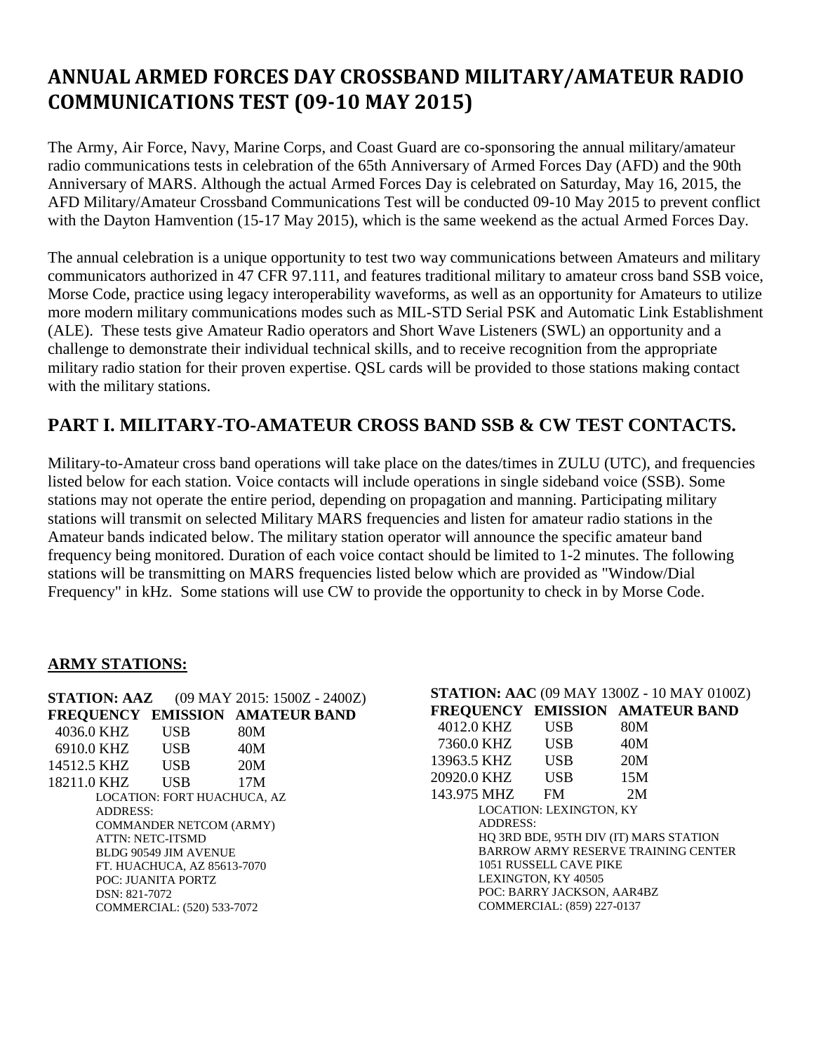# ANNUAL ARMED FORCES DAY CROSSBAND MILITARY/AMATEUR RADIO COMMUNICATIONS TEST (09-10 MAY 2015)

The Army, Air Force, Navy, Marine Corps, and Coast Guard are co-sponsoring the annual military/amateur radio communications tests in celebration of the 65th Anniversary of Armed Forces Day (AFD) and the 90th Anniversary of MARS. Although the actual Armed Forces Day is celebrated on Saturday, May 16, 2015, the AFD Military/Amateur Crossband Communications Test will be conducted 09-10 May 2015 to prevent conflict with the Dayton Hamvention (15-17 May 2015), which is the same weekend as the actual Armed Forces Day.

The annual celebration is a unique opportunity to test two way communications between Amateurs and military communicators authorized in 47 CFR 97.111, and features traditional military to amateur cross band SSB voice, Morse Code, practice using legacy interoperability waveforms, as well as an opportunity for Amateurs to utilize more modern military communications modes such as MIL-STD Serial PSK and Automatic Link Establishment (ALE). These tests give Amateur Radio operators and Short Wave Listeners (SWL) an opportunity and a challenge to demonstrate their individual technical skills, and to receive recognition from the appropriate military radio station for their proven expertise. QSL cards will be provided to those stations making contact with the military stations.

## PART I. MILITARY-TO-AMATEUR CROSS BAND SSB & CW TEST CONTACTS.

Military-to-Amateur cross band operations will take place on the dates/times in ZULU (UTC), and frequencies listed below for each station. Voice contacts will include operations in single sideband voice (SSB). Some stations may not operate the entire period, depending on propagation and manning. Participating military stations will transmit on selected Military MARS frequencies and listen for amateur radio stations in the Amateur bands indicated below. The military station operator will announce the specific amateur band frequency being monitored. Duration of each voice contact should be limited to 1-2 minutes. The following stations will be transmitting on MARS frequencies listed below which are provided as "Window/Dial Frequency" in kHz. Some stations will use CW to provide the opportunity to check in by Morse Code.

### ARMY STATIONS:

**STATION: AAZ** (09 MAY 2015: 1500Z - 2400Z)

| FREQUENCY | EMISSION | AMATEUR BAND |
|---|---|---|
| 4036.0 KHZ | USB | 80M |
| 6910.0 KHZ | USB | 40M |
| 14512.5 KHZ | USB | 20M |
| 18211.0 KHZ | USB | 17M |

LOCATION: FORT HUACHUCA, AZ
ADDRESS:
COMMANDER NETCOM (ARMY)
ATTN: NETC-ITSMD
BLDG 90549 JIM AVENUE
FT. HUACHUCA, AZ 85613-7070
POC: JUANITA PORTZ
DSN: 821-7072
COMMERCIAL: (520) 533-7072

**STATION: AAC** (09 MAY 1300Z - 10 MAY 0100Z)

| FREQUENCY | EMISSION | AMATEUR BAND |
|---|---|---|
| 4012.0 KHZ | USB | 80M |
| 7360.0 KHZ | USB | 40M |
| 13963.5 KHZ | USB | 20M |
| 20920.0 KHZ | USB | 15M |
| 143.975 MHZ | FM | 2M |

LOCATION: LEXINGTON, KY
ADDRESS:
HQ 3RD BDE, 95TH DIV (IT) MARS STATION
BARROW ARMY RESERVE TRAINING CENTER
1051 RUSSELL CAVE PIKE
LEXINGTON, KY 40505
POC: BARRY JACKSON, AAR4BZ
COMMERCIAL: (859) 227-0137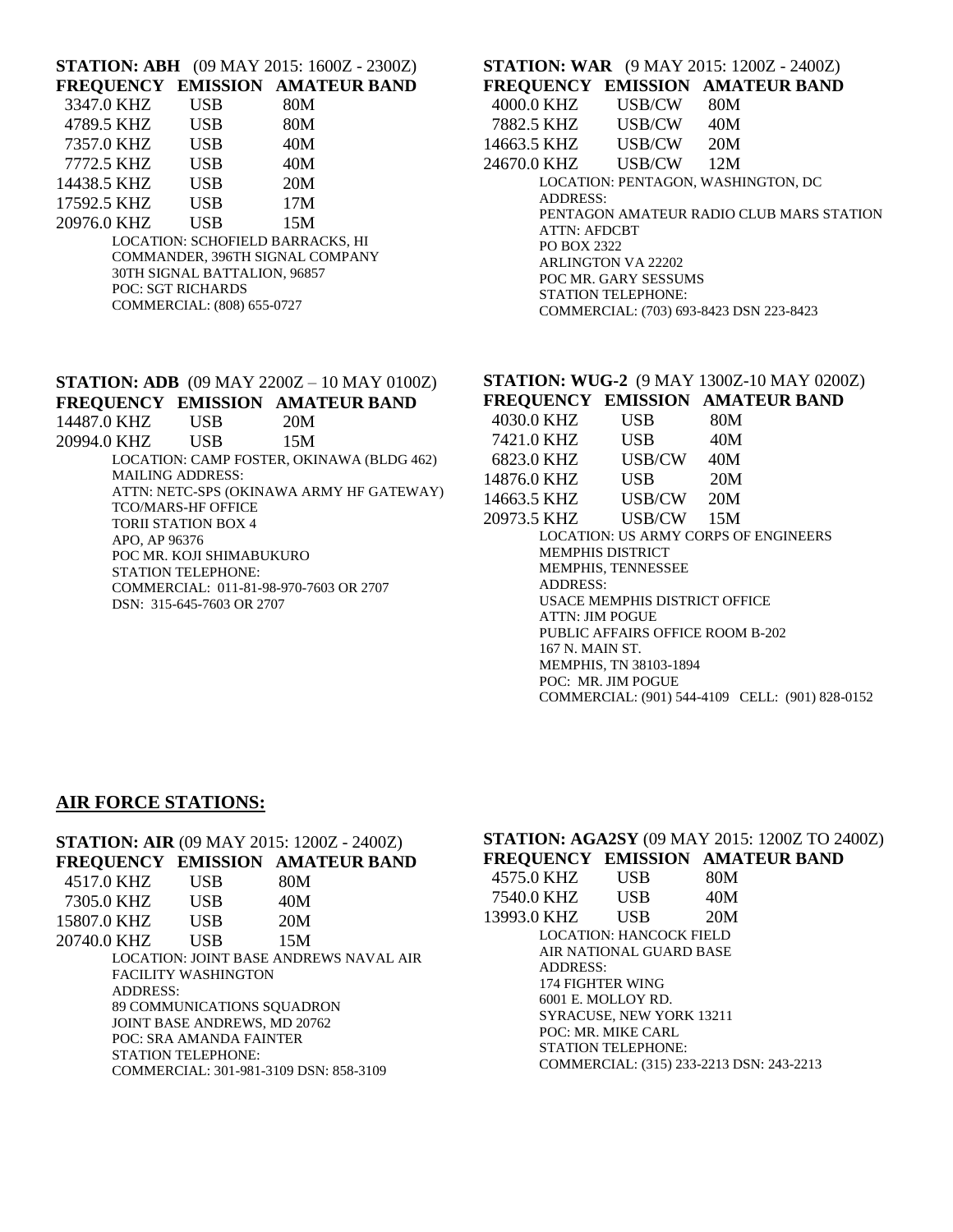**STATION: ABH** (09 MAY 2015: 1600Z - 2300Z)

| FREQUENCY | EMISSION | AMATEUR BAND |
|---|---|---|
| 3347.0 KHZ | USB | 80M |
| 4789.5 KHZ | USB | 80M |
| 7357.0 KHZ | USB | 40M |
| 7772.5 KHZ | USB | 40M |
| 14438.5 KHZ | USB | 20M |
| 17592.5 KHZ | USB | 17M |
| 20976.0 KHZ | USB | 15M |

LOCATION: SCHOFIELD BARRACKS, HI
COMMANDER, 396TH SIGNAL COMPANY
30TH SIGNAL BATTALION, 96857
POC: SGT RICHARDS
COMMERCIAL: (808) 655-0727

**STATION: WAR** (9 MAY 2015: 1200Z - 2400Z)

| FREQUENCY | EMISSION | AMATEUR BAND |
|---|---|---|
| 4000.0 KHZ | USB/CW | 80M |
| 7882.5 KHZ | USB/CW | 40M |
| 14663.5 KHZ | USB/CW | 20M |
| 24670.0 KHZ | USB/CW | 12M |

LOCATION: PENTAGON, WASHINGTON, DC
ADDRESS:
PENTAGON AMATEUR RADIO CLUB MARS STATION
ATTN: AFDCBT
PO BOX 2322
ARLINGTON VA 22202
POC MR. GARY SESSUMS
STATION TELEPHONE:
COMMERCIAL: (703) 693-8423 DSN 223-8423

**STATION: ADB** (09 MAY 2200Z – 10 MAY 0100Z)

| FREQUENCY | EMISSION | AMATEUR BAND |
|---|---|---|
| 14487.0 KHZ | USB | 20M |
| 20994.0 KHZ | USB | 15M |

LOCATION: CAMP FOSTER, OKINAWA (BLDG 462)
MAILING ADDRESS:
ATTN: NETC-SPS (OKINAWA ARMY HF GATEWAY)
TCO/MARS-HF OFFICE
TORII STATION BOX 4
APO, AP 96376
POC MR. KOJI SHIMABUKURO
STATION TELEPHONE:
COMMERCIAL: 011-81-98-970-7603 OR 2707
DSN: 315-645-7603 OR 2707

**STATION: WUG-2** (9 MAY 1300Z-10 MAY 0200Z)

| FREQUENCY | EMISSION | AMATEUR BAND |
|---|---|---|
| 4030.0 KHZ | USB | 80M |
| 7421.0 KHZ | USB | 40M |
| 6823.0 KHZ | USB/CW | 40M |
| 14876.0 KHZ | USB | 20M |
| 14663.5 KHZ | USB/CW | 20M |
| 20973.5 KHZ | USB/CW | 15M |

LOCATION: US ARMY CORPS OF ENGINEERS
MEMPHIS DISTRICT
MEMPHIS, TENNESSEE
ADDRESS:
USACE MEMPHIS DISTRICT OFFICE
ATTN: JIM POGUE
PUBLIC AFFAIRS OFFICE ROOM B-202
167 N. MAIN ST.
MEMPHIS, TN 38103-1894
POC: MR. JIM POGUE
COMMERCIAL: (901) 544-4109 CELL: (901) 828-0152

## AIR FORCE STATIONS:

**STATION: AIR** (09 MAY 2015: 1200Z - 2400Z)

| FREQUENCY | EMISSION | AMATEUR BAND |
|---|---|---|
| 4517.0 KHZ | USB | 80M |
| 7305.0 KHZ | USB | 40M |
| 15807.0 KHZ | USB | 20M |
| 20740.0 KHZ | USB | 15M |

LOCATION: JOINT BASE ANDREWS NAVAL AIR FACILITY WASHINGTON
ADDRESS:
89 COMMUNICATIONS SQUADRON
JOINT BASE ANDREWS, MD 20762
POC: SRA AMANDA FAINTER
STATION TELEPHONE:
COMMERCIAL: 301-981-3109 DSN: 858-3109

**STATION: AGA2SY** (09 MAY 2015: 1200Z TO 2400Z)

| FREQUENCY | EMISSION | AMATEUR BAND |
|---|---|---|
| 4575.0 KHZ | USB | 80M |
| 7540.0 KHZ | USB | 40M |
| 13993.0 KHZ | USB | 20M |

LOCATION: HANCOCK FIELD
AIR NATIONAL GUARD BASE
ADDRESS:
174 FIGHTER WING
6001 E. MOLLOY RD.
SYRACUSE, NEW YORK 13211
POC: MR. MIKE CARL
STATION TELEPHONE:
COMMERCIAL: (315) 233-2213 DSN: 243-2213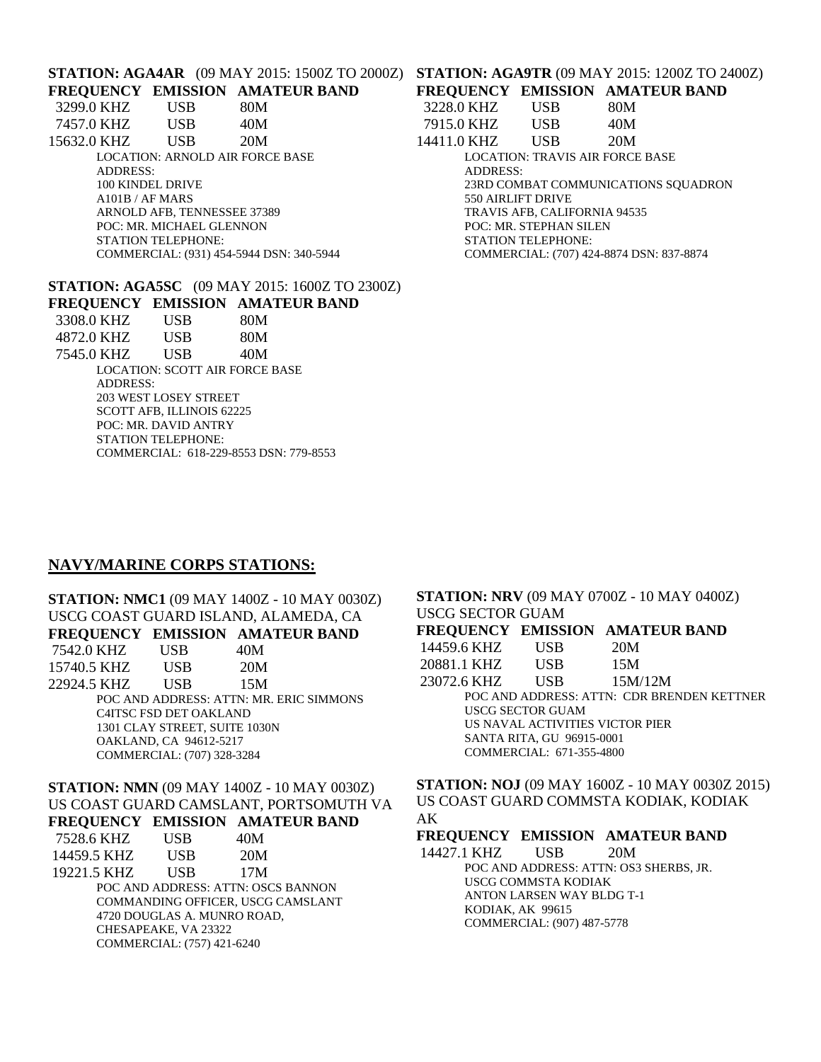**STATION: AGA4AR** (09 MAY 2015: 1500Z TO 2000Z)

| FREQUENCY | EMISSION | AMATEUR BAND |
|---|---|---|
| 3299.0 KHZ | USB | 80M |
| 7457.0 KHZ | USB | 40M |
| 15632.0 KHZ | USB | 20M |

LOCATION: ARNOLD AIR FORCE BASE
ADDRESS:
100 KINDEL DRIVE
A101B / AF MARS
ARNOLD AFB, TENNESSEE 37389
POC: MR. MICHAEL GLENNON
STATION TELEPHONE:
COMMERCIAL: (931) 454-5944 DSN: 340-5944

**STATION: AGA5SC** (09 MAY 2015: 1600Z TO 2300Z)

| FREQUENCY | EMISSION | AMATEUR BAND |
|---|---|---|
| 3308.0 KHZ | USB | 80M |
| 4872.0 KHZ | USB | 80M |
| 7545.0 KHZ | USB | 40M |

LOCATION: SCOTT AIR FORCE BASE
ADDRESS:
203 WEST LOSEY STREET
SCOTT AFB, ILLINOIS 62225
POC: MR. DAVID ANTRY
STATION TELEPHONE:
COMMERCIAL: 618-229-8553 DSN: 779-8553

**STATION: AGA9TR** (09 MAY 2015: 1200Z TO 2400Z)

| FREQUENCY | EMISSION | AMATEUR BAND |
|---|---|---|
| 3228.0 KHZ | USB | 80M |
| 7915.0 KHZ | USB | 40M |
| 14411.0 KHZ | USB | 20M |

LOCATION: TRAVIS AIR FORCE BASE
ADDRESS:
23RD COMBAT COMMUNICATIONS SQUADRON
550 AIRLIFT DRIVE
TRAVIS AFB, CALIFORNIA 94535
POC: MR. STEPHAN SILEN
STATION TELEPHONE:
COMMERCIAL: (707) 424-8874 DSN: 837-8874

## NAVY/MARINE CORPS STATIONS:

**STATION: NMC1** (09 MAY 1400Z - 10 MAY 0030Z)
USCG COAST GUARD ISLAND, ALAMEDA, CA

| FREQUENCY | EMISSION | AMATEUR BAND |
|---|---|---|
| 7542.0 KHZ | USB | 40M |
| 15740.5 KHZ | USB | 20M |
| 22924.5 KHZ | USB | 15M |

POC AND ADDRESS: ATTN: MR. ERIC SIMMONS
C4ITSC FSD DET OAKLAND
1301 CLAY STREET, SUITE 1030N
OAKLAND, CA 94612-5217
COMMERCIAL: (707) 328-3284

**STATION: NMN** (09 MAY 1400Z - 10 MAY 0030Z)
US COAST GUARD CAMSLANT, PORTSOMUTH VA

| FREQUENCY | EMISSION | AMATEUR BAND |
|---|---|---|
| 7528.6 KHZ | USB | 40M |
| 14459.5 KHZ | USB | 20M |
| 19221.5 KHZ | USB | 17M |

POC AND ADDRESS: ATTN: OSCS BANNON
COMMANDING OFFICER, USCG CAMSLANT
4720 DOUGLAS A. MUNRO ROAD,
CHESAPEAKE, VA 23322
COMMERCIAL: (757) 421-6240

**STATION: NRV** (09 MAY 0700Z - 10 MAY 0400Z)
USCG SECTOR GUAM

| FREQUENCY | EMISSION | AMATEUR BAND |
|---|---|---|
| 14459.6 KHZ | USB | 20M |
| 20881.1 KHZ | USB | 15M |
| 23072.6 KHZ | USB | 15M/12M |

POC AND ADDRESS: ATTN: CDR BRENDEN KETTNER
USCG SECTOR GUAM
US NAVAL ACTIVITIES VICTOR PIER
SANTA RITA, GU 96915-0001
COMMERCIAL: 671-355-4800

**STATION: NOJ** (09 MAY 1600Z - 10 MAY 0030Z 2015)
US COAST GUARD COMMSTA KODIAK, KODIAK AK

| FREQUENCY | EMISSION | AMATEUR BAND |
|---|---|---|
| 14427.1 KHZ | USB | 20M |

POC AND ADDRESS: ATTN: OS3 SHERBS, JR.
USCG COMMSTA KODIAK
ANTON LARSEN WAY BLDG T-1
KODIAK, AK 99615
COMMERCIAL: (907) 487-5778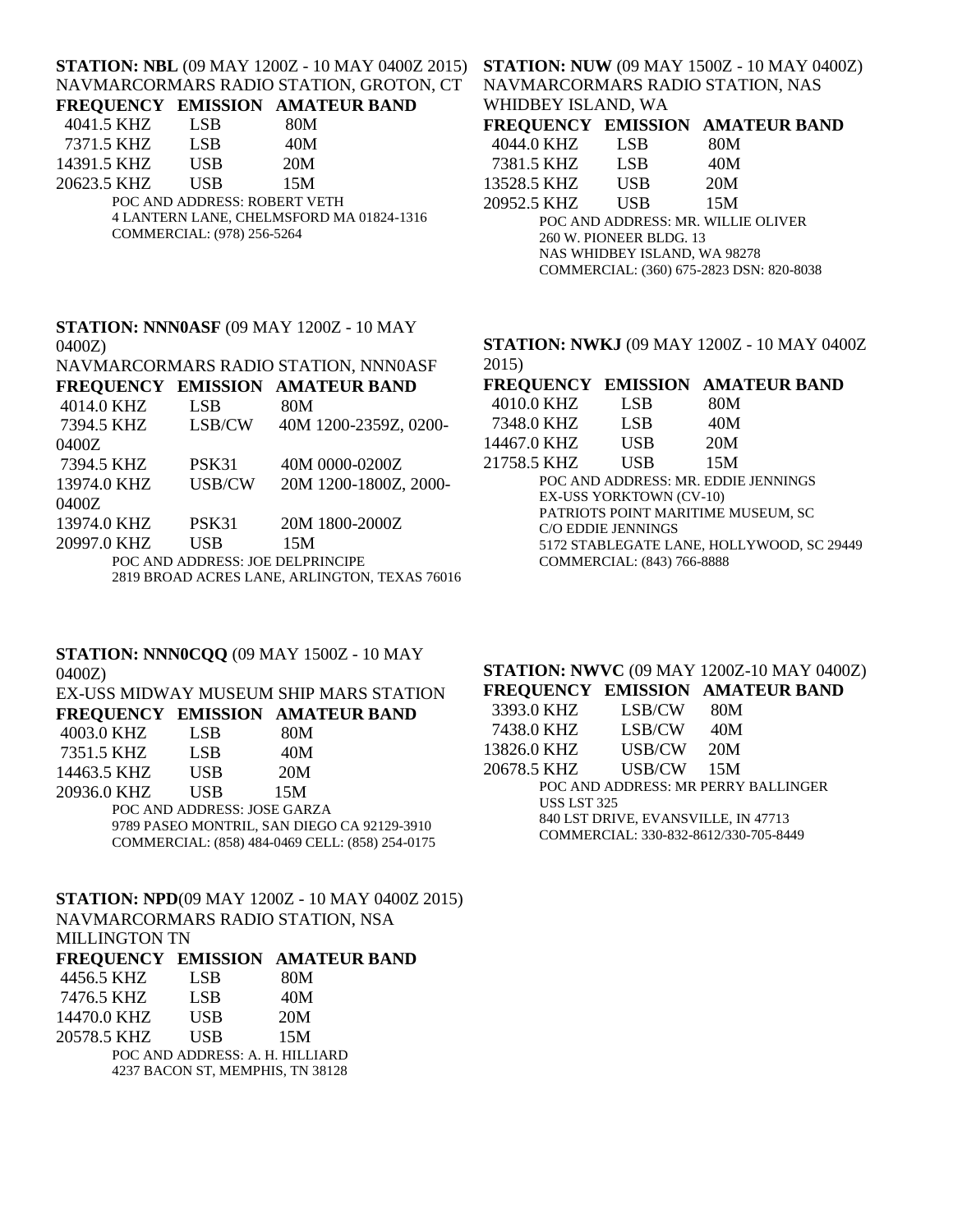**STATION: NBL** (09 MAY 1200Z - 10 MAY 0400Z 2015)
NAVMARCORMARS RADIO STATION, GROTON, CT

| FREQUENCY | EMISSION | AMATEUR BAND |
|---|---|---|
| 4041.5 KHZ | LSB | 80M |
| 7371.5 KHZ | LSB | 40M |
| 14391.5 KHZ | USB | 20M |
| 20623.5 KHZ | USB | 15M |

POC AND ADDRESS: ROBERT VETH
4 LANTERN LANE, CHELMSFORD MA 01824-1316
COMMERCIAL: (978) 256-5264

**STATION: NNN0ASF** (09 MAY 1200Z - 10 MAY 0400Z)
NAVMARCORMARS RADIO STATION, NNN0ASF

| FREQUENCY | EMISSION | AMATEUR BAND |
|---|---|---|
| 4014.0 KHZ | LSB | 80M |
| 7394.5 KHZ | LSB/CW | 40M 1200-2359Z, 0200-0400Z |
| 7394.5 KHZ | PSK31 | 40M 0000-0200Z |
| 13974.0 KHZ | USB/CW | 20M 1200-1800Z, 2000-0400Z |
| 13974.0 KHZ | PSK31 | 20M 1800-2000Z |
| 20997.0 KHZ | USB | 15M |

POC AND ADDRESS: JOE DELPRINCIPE
2819 BROAD ACRES LANE, ARLINGTON, TEXAS 76016

**STATION: NNN0CQQ** (09 MAY 1500Z - 10 MAY 0400Z)
EX-USS MIDWAY MUSEUM SHIP MARS STATION

| FREQUENCY | EMISSION | AMATEUR BAND |
|---|---|---|
| 4003.0 KHZ | LSB | 80M |
| 7351.5 KHZ | LSB | 40M |
| 14463.5 KHZ | USB | 20M |
| 20936.0 KHZ | USB | 15M |

POC AND ADDRESS: JOSE GARZA
9789 PASEO MONTRIL, SAN DIEGO CA 92129-3910
COMMERCIAL: (858) 484-0469 CELL: (858) 254-0175

**STATION: NPD**(09 MAY 1200Z - 10 MAY 0400Z 2015)
NAVMARCORMARS RADIO STATION, NSA MILLINGTON TN

| FREQUENCY | EMISSION | AMATEUR BAND |
|---|---|---|
| 4456.5 KHZ | LSB | 80M |
| 7476.5 KHZ | LSB | 40M |
| 14470.0 KHZ | USB | 20M |
| 20578.5 KHZ | USB | 15M |

POC AND ADDRESS: A. H. HILLIARD
4237 BACON ST, MEMPHIS, TN 38128

**STATION: NUW** (09 MAY 1500Z - 10 MAY 0400Z)
NAVMARCORMARS RADIO STATION, NAS WHIDBEY ISLAND, WA

| FREQUENCY | EMISSION | AMATEUR BAND |
|---|---|---|
| 4044.0 KHZ | LSB | 80M |
| 7381.5 KHZ | LSB | 40M |
| 13528.5 KHZ | USB | 20M |
| 20952.5 KHZ | USB | 15M |

POC AND ADDRESS: MR. WILLIE OLIVER
260 W. PIONEER BLDG. 13
NAS WHIDBEY ISLAND, WA 98278
COMMERCIAL: (360) 675-2823 DSN: 820-8038

**STATION: NWKJ** (09 MAY 1200Z - 10 MAY 0400Z 2015)

| FREQUENCY | EMISSION | AMATEUR BAND |
|---|---|---|
| 4010.0 KHZ | LSB | 80M |
| 7348.0 KHZ | LSB | 40M |
| 14467.0 KHZ | USB | 20M |
| 21758.5 KHZ | USB | 15M |

POC AND ADDRESS: MR. EDDIE JENNINGS
EX-USS YORKTOWN (CV-10)
PATRIOTS POINT MARITIME MUSEUM, SC
C/O EDDIE JENNINGS
5172 STABLEGATE LANE, HOLLYWOOD, SC 29449
COMMERCIAL: (843) 766-8888

**STATION: NWVC** (09 MAY 1200Z-10 MAY 0400Z)

| FREQUENCY | EMISSION | AMATEUR BAND |
|---|---|---|
| 3393.0 KHZ | LSB/CW | 80M |
| 7438.0 KHZ | LSB/CW | 40M |
| 13826.0 KHZ | USB/CW | 20M |
| 20678.5 KHZ | USB/CW | 15M |

POC AND ADDRESS: MR PERRY BALLINGER
USS LST 325
840 LST DRIVE, EVANSVILLE, IN 47713
COMMERCIAL: 330-832-8612/330-705-8449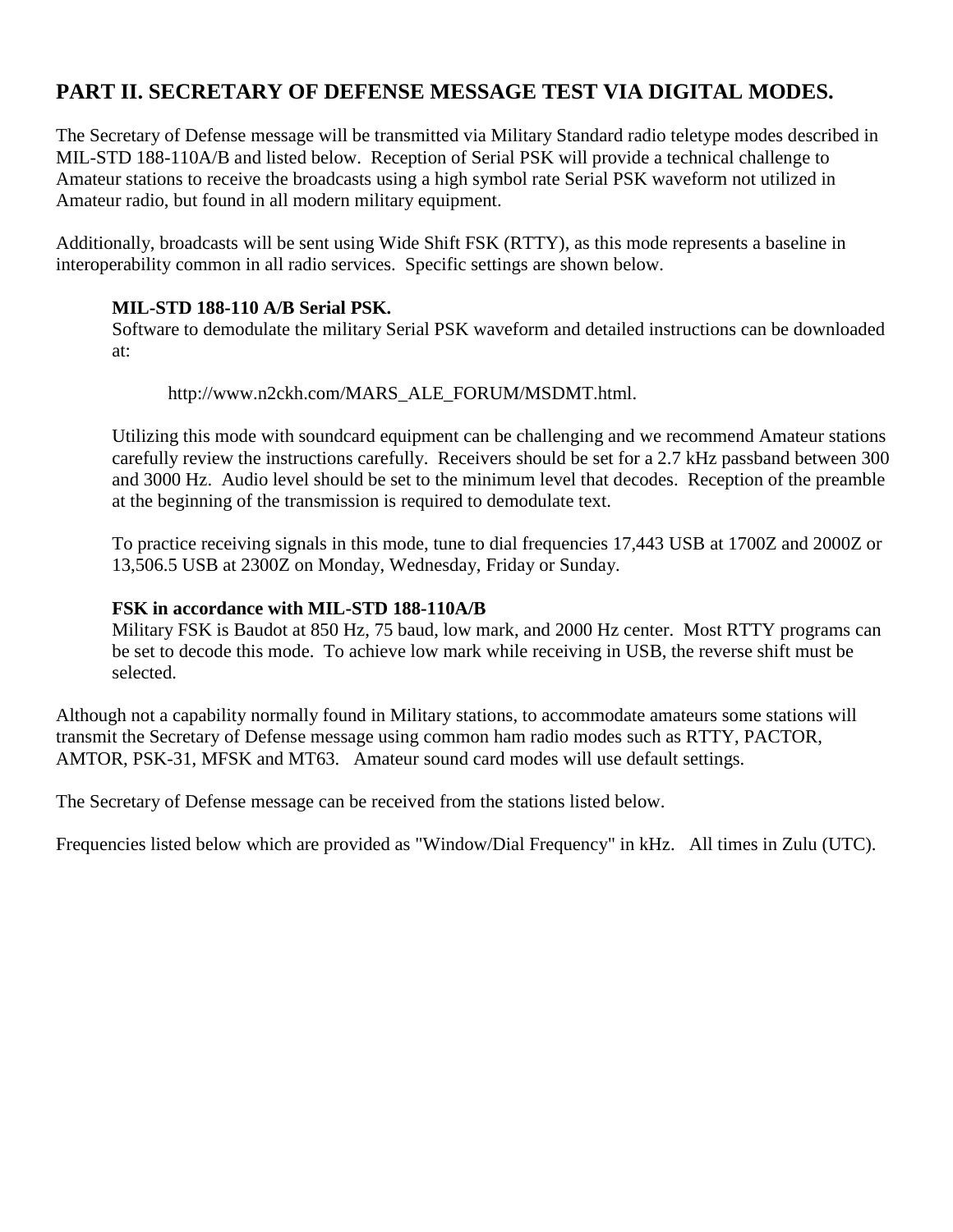## PART II. SECRETARY OF DEFENSE MESSAGE TEST VIA DIGITAL MODES.

The Secretary of Defense message will be transmitted via Military Standard radio teletype modes described in MIL-STD 188-110A/B and listed below. Reception of Serial PSK will provide a technical challenge to Amateur stations to receive the broadcasts using a high symbol rate Serial PSK waveform not utilized in Amateur radio, but found in all modern military equipment.

Additionally, broadcasts will be sent using Wide Shift FSK (RTTY), as this mode represents a baseline in interoperability common in all radio services. Specific settings are shown below.

**MIL-STD 188-110 A/B Serial PSK.**
Software to demodulate the military Serial PSK waveform and detailed instructions can be downloaded at:

http://www.n2ckh.com/MARS_ALE_FORUM/MSDMT.html.

Utilizing this mode with soundcard equipment can be challenging and we recommend Amateur stations carefully review the instructions carefully. Receivers should be set for a 2.7 kHz passband between 300 and 3000 Hz. Audio level should be set to the minimum level that decodes. Reception of the preamble at the beginning of the transmission is required to demodulate text.

To practice receiving signals in this mode, tune to dial frequencies 17,443 USB at 1700Z and 2000Z or 13,506.5 USB at 2300Z on Monday, Wednesday, Friday or Sunday.

**FSK in accordance with MIL-STD 188-110A/B**
Military FSK is Baudot at 850 Hz, 75 baud, low mark, and 2000 Hz center. Most RTTY programs can be set to decode this mode. To achieve low mark while receiving in USB, the reverse shift must be selected.

Although not a capability normally found in Military stations, to accommodate amateurs some stations will transmit the Secretary of Defense message using common ham radio modes such as RTTY, PACTOR, AMTOR, PSK-31, MFSK and MT63. Amateur sound card modes will use default settings.

The Secretary of Defense message can be received from the stations listed below.

Frequencies listed below which are provided as "Window/Dial Frequency" in kHz. All times in Zulu (UTC).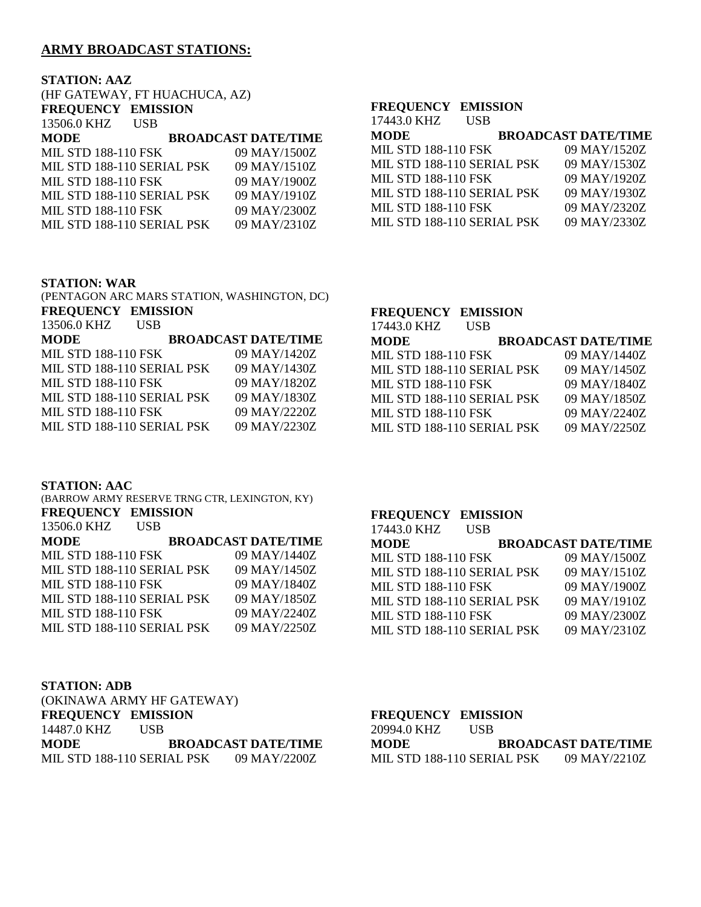## ARMY BROADCAST STATIONS:

**STATION: AAZ**
(HF GATEWAY, FT HUACHUCA, AZ)

**FREQUENCY EMISSION**
13506.0 KHZ USB

| MODE | BROADCAST DATE/TIME |
|---|---|
| MIL STD 188-110 FSK | 09 MAY/1500Z |
| MIL STD 188-110 SERIAL PSK | 09 MAY/1510Z |
| MIL STD 188-110 FSK | 09 MAY/1900Z |
| MIL STD 188-110 SERIAL PSK | 09 MAY/1910Z |
| MIL STD 188-110 FSK | 09 MAY/2300Z |
| MIL STD 188-110 SERIAL PSK | 09 MAY/2310Z |

**FREQUENCY EMISSION**
17443.0 KHZ USB

| MODE | BROADCAST DATE/TIME |
|---|---|
| MIL STD 188-110 FSK | 09 MAY/1520Z |
| MIL STD 188-110 SERIAL PSK | 09 MAY/1530Z |
| MIL STD 188-110 FSK | 09 MAY/1920Z |
| MIL STD 188-110 SERIAL PSK | 09 MAY/1930Z |
| MIL STD 188-110 FSK | 09 MAY/2320Z |
| MIL STD 188-110 SERIAL PSK | 09 MAY/2330Z |

**STATION: WAR**
(PENTAGON ARC MARS STATION, WASHINGTON, DC)

**FREQUENCY EMISSION**
13506.0 KHZ USB

| MODE | BROADCAST DATE/TIME |
|---|---|
| MIL STD 188-110 FSK | 09 MAY/1420Z |
| MIL STD 188-110 SERIAL PSK | 09 MAY/1430Z |
| MIL STD 188-110 FSK | 09 MAY/1820Z |
| MIL STD 188-110 SERIAL PSK | 09 MAY/1830Z |
| MIL STD 188-110 FSK | 09 MAY/2220Z |
| MIL STD 188-110 SERIAL PSK | 09 MAY/2230Z |

**FREQUENCY EMISSION**
17443.0 KHZ USB

| MODE | BROADCAST DATE/TIME |
|---|---|
| MIL STD 188-110 FSK | 09 MAY/1440Z |
| MIL STD 188-110 SERIAL PSK | 09 MAY/1450Z |
| MIL STD 188-110 FSK | 09 MAY/1840Z |
| MIL STD 188-110 SERIAL PSK | 09 MAY/1850Z |
| MIL STD 188-110 FSK | 09 MAY/2240Z |
| MIL STD 188-110 SERIAL PSK | 09 MAY/2250Z |

**STATION: AAC**
(BARROW ARMY RESERVE TRNG CTR, LEXINGTON, KY)

**FREQUENCY EMISSION**
13506.0 KHZ USB

| MODE | BROADCAST DATE/TIME |
|---|---|
| MIL STD 188-110 FSK | 09 MAY/1440Z |
| MIL STD 188-110 SERIAL PSK | 09 MAY/1450Z |
| MIL STD 188-110 FSK | 09 MAY/1840Z |
| MIL STD 188-110 SERIAL PSK | 09 MAY/1850Z |
| MIL STD 188-110 FSK | 09 MAY/2240Z |
| MIL STD 188-110 SERIAL PSK | 09 MAY/2250Z |

**FREQUENCY EMISSION**
17443.0 KHZ USB

| MODE | BROADCAST DATE/TIME |
|---|---|
| MIL STD 188-110 FSK | 09 MAY/1500Z |
| MIL STD 188-110 SERIAL PSK | 09 MAY/1510Z |
| MIL STD 188-110 FSK | 09 MAY/1900Z |
| MIL STD 188-110 SERIAL PSK | 09 MAY/1910Z |
| MIL STD 188-110 FSK | 09 MAY/2300Z |
| MIL STD 188-110 SERIAL PSK | 09 MAY/2310Z |

**STATION: ADB**
(OKINAWA ARMY HF GATEWAY)

**FREQUENCY EMISSION**
14487.0 KHZ USB

| MODE | BROADCAST DATE/TIME |
|---|---|
| MIL STD 188-110 SERIAL PSK | 09 MAY/2200Z |

**FREQUENCY EMISSION**
20994.0 KHZ USB

| MODE | BROADCAST DATE/TIME |
|---|---|
| MIL STD 188-110 SERIAL PSK | 09 MAY/2210Z |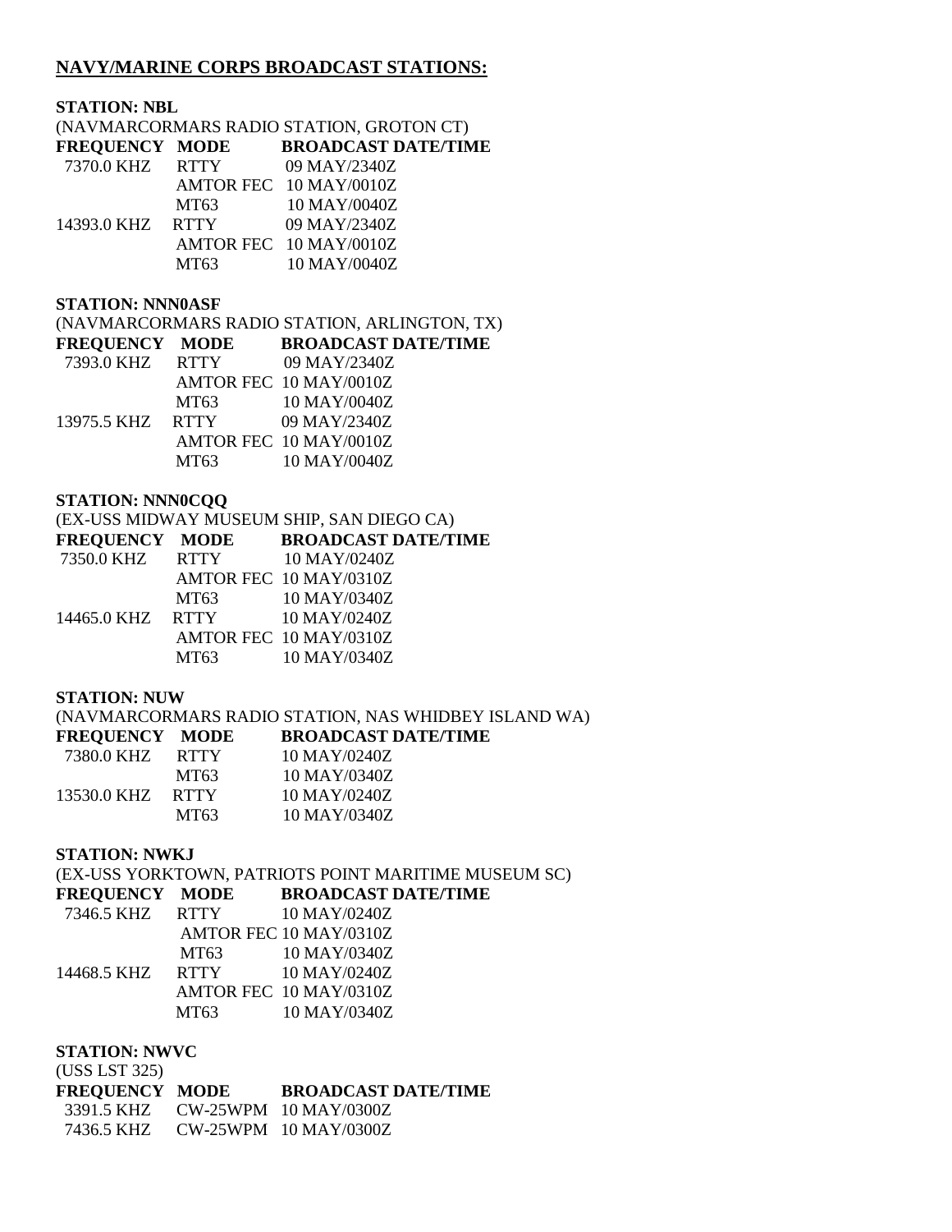## NAVY/MARINE CORPS BROADCAST STATIONS:

**STATION: NBL**

(NAVMARCORMARS RADIO STATION, GROTON CT)

| FREQUENCY | MODE | BROADCAST DATE/TIME |
|---|---|---|
| 7370.0 KHZ | RTTY | 09 MAY/2340Z |
| | AMTOR FEC | 10 MAY/0010Z |
| | MT63 | 10 MAY/0040Z |
| 14393.0 KHZ | RTTY | 09 MAY/2340Z |
| | AMTOR FEC | 10 MAY/0010Z |
| | MT63 | 10 MAY/0040Z |

**STATION: NNN0ASF**

(NAVMARCORMARS RADIO STATION, ARLINGTON, TX)

| FREQUENCY | MODE | BROADCAST DATE/TIME |
|---|---|---|
| 7393.0 KHZ | RTTY | 09 MAY/2340Z |
| | AMTOR FEC | 10 MAY/0010Z |
| | MT63 | 10 MAY/0040Z |
| 13975.5 KHZ | RTTY | 09 MAY/2340Z |
| | AMTOR FEC | 10 MAY/0010Z |
| | MT63 | 10 MAY/0040Z |

**STATION: NNN0CQQ**

(EX-USS MIDWAY MUSEUM SHIP, SAN DIEGO CA)

| FREQUENCY | MODE | BROADCAST DATE/TIME |
|---|---|---|
| 7350.0 KHZ | RTTY | 10 MAY/0240Z |
| | AMTOR FEC | 10 MAY/0310Z |
| | MT63 | 10 MAY/0340Z |
| 14465.0 KHZ | RTTY | 10 MAY/0240Z |
| | AMTOR FEC | 10 MAY/0310Z |
| | MT63 | 10 MAY/0340Z |

**STATION: NUW**

(NAVMARCORMARS RADIO STATION, NAS WHIDBEY ISLAND WA)

| FREQUENCY | MODE | BROADCAST DATE/TIME |
|---|---|---|
| 7380.0 KHZ | RTTY | 10 MAY/0240Z |
| | MT63 | 10 MAY/0340Z |
| 13530.0 KHZ | RTTY | 10 MAY/0240Z |
| | MT63 | 10 MAY/0340Z |

**STATION: NWKJ**

(EX-USS YORKTOWN, PATRIOTS POINT MARITIME MUSEUM SC)

| FREQUENCY | MODE | BROADCAST DATE/TIME |
|---|---|---|
| 7346.5 KHZ | RTTY | 10 MAY/0240Z |
| | AMTOR FEC | 10 MAY/0310Z |
| | MT63 | 10 MAY/0340Z |
| 14468.5 KHZ | RTTY | 10 MAY/0240Z |
| | AMTOR FEC | 10 MAY/0310Z |
| | MT63 | 10 MAY/0340Z |

**STATION: NWVC**

(USS LST 325)

| FREQUENCY | MODE | BROADCAST DATE/TIME |
|---|---|---|
| 3391.5 KHZ | CW-25WPM | 10 MAY/0300Z |
| 7436.5 KHZ | CW-25WPM | 10 MAY/0300Z |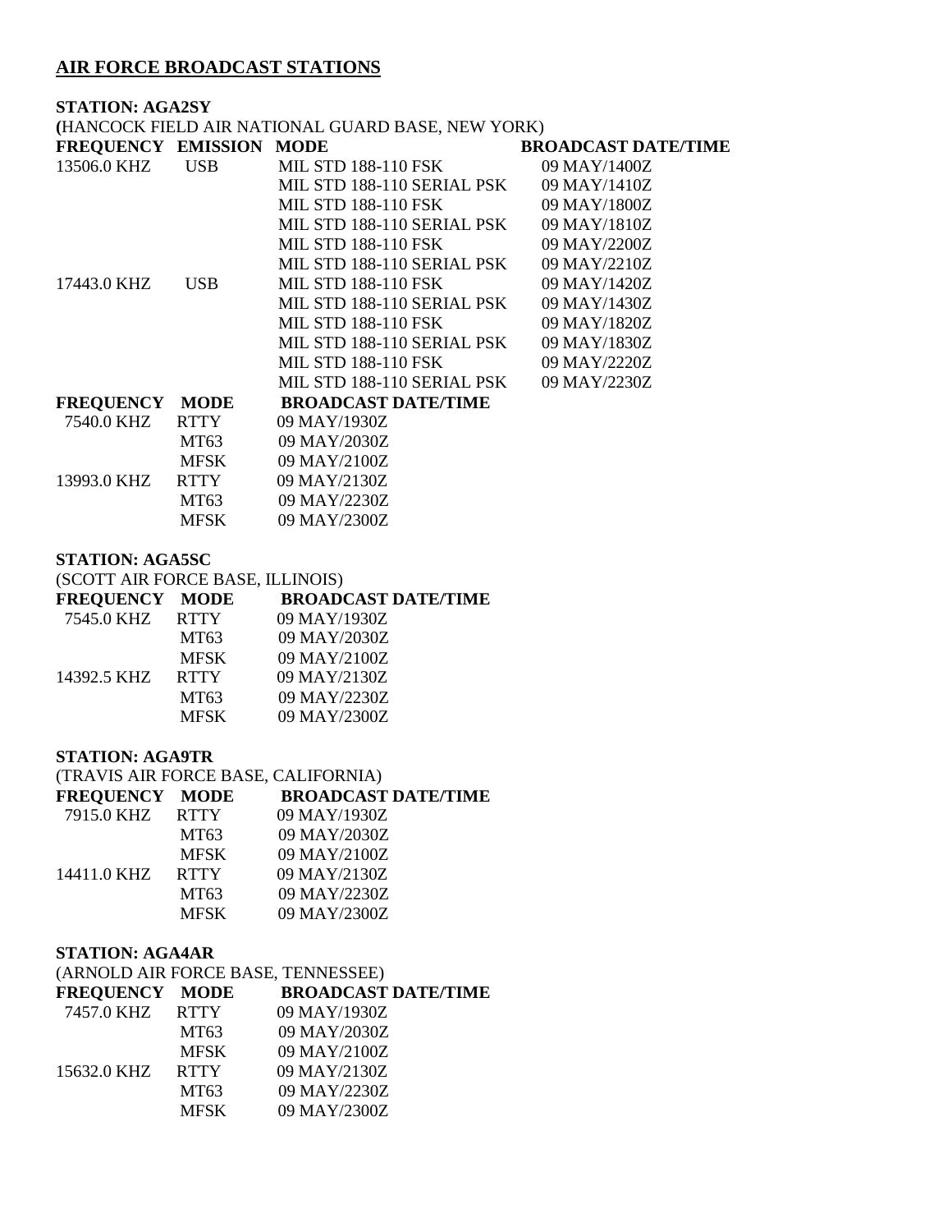## AIR FORCE BROADCAST STATIONS

**STATION: AGA2SY**

**(**HANCOCK FIELD AIR NATIONAL GUARD BASE, NEW YORK)

| FREQUENCY | EMISSION | MODE | BROADCAST DATE/TIME |
|---|---|---|---|
| 13506.0 KHZ | USB | MIL STD 188-110 FSK | 09 MAY/1400Z |
| | | MIL STD 188-110 SERIAL PSK | 09 MAY/1410Z |
| | | MIL STD 188-110 FSK | 09 MAY/1800Z |
| | | MIL STD 188-110 SERIAL PSK | 09 MAY/1810Z |
| | | MIL STD 188-110 FSK | 09 MAY/2200Z |
| | | MIL STD 188-110 SERIAL PSK | 09 MAY/2210Z |
| 17443.0 KHZ | USB | MIL STD 188-110 FSK | 09 MAY/1420Z |
| | | MIL STD 188-110 SERIAL PSK | 09 MAY/1430Z |
| | | MIL STD 188-110 FSK | 09 MAY/1820Z |
| | | MIL STD 188-110 SERIAL PSK | 09 MAY/1830Z |
| | | MIL STD 188-110 FSK | 09 MAY/2220Z |
| | | MIL STD 188-110 SERIAL PSK | 09 MAY/2230Z |

| FREQUENCY | MODE | BROADCAST DATE/TIME |
|---|---|---|
| 7540.0 KHZ | RTTY | 09 MAY/1930Z |
| | MT63 | 09 MAY/2030Z |
| | MFSK | 09 MAY/2100Z |
| 13993.0 KHZ | RTTY | 09 MAY/2130Z |
| | MT63 | 09 MAY/2230Z |
| | MFSK | 09 MAY/2300Z |

**STATION: AGA5SC**

(SCOTT AIR FORCE BASE, ILLINOIS)

| FREQUENCY | MODE | BROADCAST DATE/TIME |
|---|---|---|
| 7545.0 KHZ | RTTY | 09 MAY/1930Z |
| | MT63 | 09 MAY/2030Z |
| | MFSK | 09 MAY/2100Z |
| 14392.5 KHZ | RTTY | 09 MAY/2130Z |
| | MT63 | 09 MAY/2230Z |
| | MFSK | 09 MAY/2300Z |

**STATION: AGA9TR**

(TRAVIS AIR FORCE BASE, CALIFORNIA)

| FREQUENCY | MODE | BROADCAST DATE/TIME |
|---|---|---|
| 7915.0 KHZ | RTTY | 09 MAY/1930Z |
| | MT63 | 09 MAY/2030Z |
| | MFSK | 09 MAY/2100Z |
| 14411.0 KHZ | RTTY | 09 MAY/2130Z |
| | MT63 | 09 MAY/2230Z |
| | MFSK | 09 MAY/2300Z |

**STATION: AGA4AR**

(ARNOLD AIR FORCE BASE, TENNESSEE)

| FREQUENCY | MODE | BROADCAST DATE/TIME |
|---|---|---|
| 7457.0 KHZ | RTTY | 09 MAY/1930Z |
| | MT63 | 09 MAY/2030Z |
| | MFSK | 09 MAY/2100Z |
| 15632.0 KHZ | RTTY | 09 MAY/2130Z |
| | MT63 | 09 MAY/2230Z |
| | MFSK | 09 MAY/2300Z |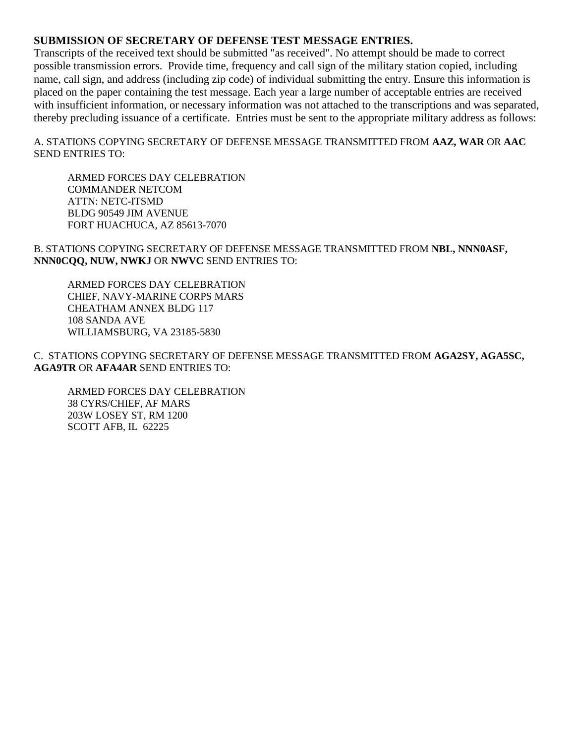**SUBMISSION OF SECRETARY OF DEFENSE TEST MESSAGE ENTRIES.**

Transcripts of the received text should be submitted "as received". No attempt should be made to correct possible transmission errors. Provide time, frequency and call sign of the military station copied, including name, call sign, and address (including zip code) of individual submitting the entry. Ensure this information is placed on the paper containing the test message. Each year a large number of acceptable entries are received with insufficient information, or necessary information was not attached to the transcriptions and was separated, thereby precluding issuance of a certificate. Entries must be sent to the appropriate military address as follows:

A. STATIONS COPYING SECRETARY OF DEFENSE MESSAGE TRANSMITTED FROM **AAZ, WAR** OR **AAC** SEND ENTRIES TO:

ARMED FORCES DAY CELEBRATION
COMMANDER NETCOM
ATTN: NETC-ITSMD
BLDG 90549 JIM AVENUE
FORT HUACHUCA, AZ 85613-7070

B. STATIONS COPYING SECRETARY OF DEFENSE MESSAGE TRANSMITTED FROM **NBL, NNN0ASF, NNN0CQQ, NUW, NWKJ** OR **NWVC** SEND ENTRIES TO:

ARMED FORCES DAY CELEBRATION
CHIEF, NAVY-MARINE CORPS MARS
CHEATHAM ANNEX BLDG 117
108 SANDA AVE
WILLIAMSBURG, VA 23185-5830

C. STATIONS COPYING SECRETARY OF DEFENSE MESSAGE TRANSMITTED FROM **AGA2SY, AGA5SC, AGA9TR** OR **AFA4AR** SEND ENTRIES TO:

ARMED FORCES DAY CELEBRATION
38 CYRS/CHIEF, AF MARS
203W LOSEY ST, RM 1200
SCOTT AFB, IL 62225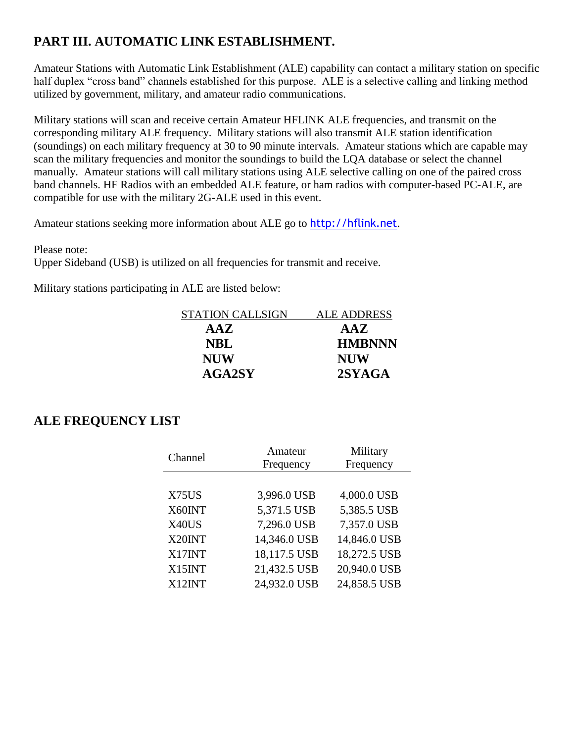## PART III. AUTOMATIC LINK ESTABLISHMENT.

Amateur Stations with Automatic Link Establishment (ALE) capability can contact a military station on specific half duplex "cross band" channels established for this purpose. ALE is a selective calling and linking method utilized by government, military, and amateur radio communications.

Military stations will scan and receive certain Amateur HFLINK ALE frequencies, and transmit on the corresponding military ALE frequency. Military stations will also transmit ALE station identification (soundings) on each military frequency at 30 to 90 minute intervals. Amateur stations which are capable may scan the military frequencies and monitor the soundings to build the LQA database or select the channel manually. Amateur stations will call military stations using ALE selective calling on one of the paired cross band channels. HF Radios with an embedded ALE feature, or ham radios with computer-based PC-ALE, are compatible for use with the military 2G-ALE used in this event.

Amateur stations seeking more information about ALE go to http://hflink.net.

Please note:
Upper Sideband (USB) is utilized on all frequencies for transmit and receive.

Military stations participating in ALE are listed below:

| STATION CALLSIGN | ALE ADDRESS |
|---|---|
| **AAZ** | **AAZ** |
| **NBL** | **HMBNNN** |
| **NUW** | **NUW** |
| **AGA2SY** | **2SYAGA** |

## ALE FREQUENCY LIST

| Channel | Amateur Frequency | Military Frequency |
|---|---|---|
| X75US | 3,996.0 USB | 4,000.0 USB |
| X60INT | 5,371.5 USB | 5,385.5 USB |
| X40US | 7,296.0 USB | 7,357.0 USB |
| X20INT | 14,346.0 USB | 14,846.0 USB |
| X17INT | 18,117.5 USB | 18,272.5 USB |
| X15INT | 21,432.5 USB | 20,940.0 USB |
| X12INT | 24,932.0 USB | 24,858.5 USB |